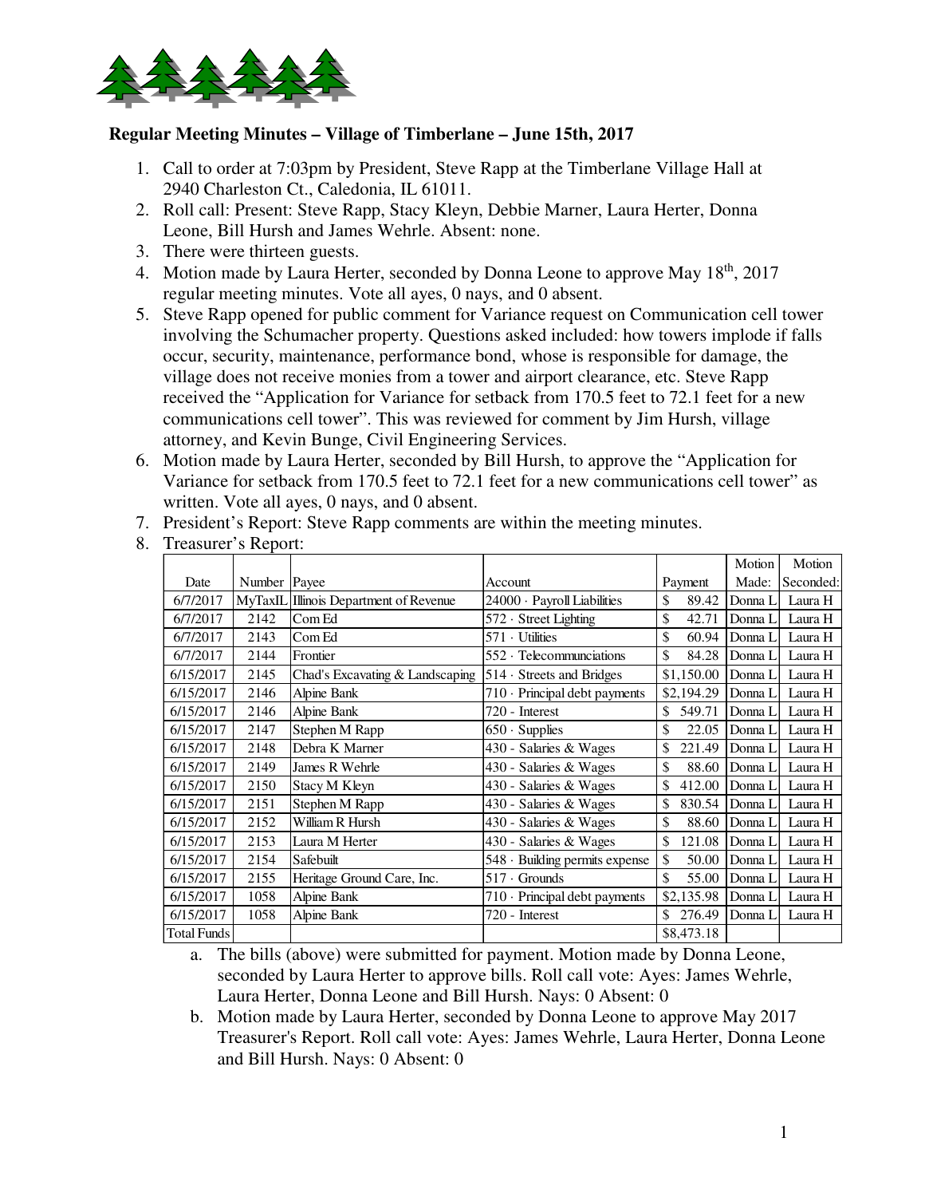**Regular Meeting Minutes – Village of Timberlane – June 15th, 2017**

1. Call to order at 7:03pm by President, Steve Rapp at the Timberlane Village Hall at 2940 Charleston Ct., Caledonia, IL 61011.
2. Roll call: Present: Steve Rapp, Stacy Kleyn, Debbie Marner, Laura Herter, Donna Leone, Bill Hursh and James Wehrle. Absent: none.
3. There were thirteen guests.
4. Motion made by Laura Herter, seconded by Donna Leone to approve May 18th, 2017 regular meeting minutes. Vote all ayes, 0 nays, and 0 absent.
5. Steve Rapp opened for public comment for Variance request on Communication cell tower involving the Schumacher property. Questions asked included: how towers implode if falls occur, security, maintenance, performance bond, whose is responsible for damage, the village does not receive monies from a tower and airport clearance, etc. Steve Rapp received the "Application for Variance for setback from 170.5 feet to 72.1 feet for a new communications cell tower". This was reviewed for comment by Jim Hursh, village attorney, and Kevin Bunge, Civil Engineering Services.
6. Motion made by Laura Herter, seconded by Bill Hursh, to approve the "Application for Variance for setback from 170.5 feet to 72.1 feet for a new communications cell tower" as written. Vote all ayes, 0 nays, and 0 absent.
7. President's Report: Steve Rapp comments are within the meeting minutes.
8. Treasurer's Report:

| Date | Number | Payee | Account | Payment | Motion Made: | Motion Seconded: |
|---|---|---|---|---|---|---|
| 6/7/2017 | MyTaxIL | Illinois Department of Revenue | 24000 · Payroll Liabilities | $ 89.42 | Donna L | Laura H |
| 6/7/2017 | 2142 | Com Ed | 572 · Street Lighting | $ 42.71 | Donna L | Laura H |
| 6/7/2017 | 2143 | Com Ed | 571 · Utilities | $ 60.94 | Donna L | Laura H |
| 6/7/2017 | 2144 | Frontier | 552 · Telecommunciations | $ 84.28 | Donna L | Laura H |
| 6/15/2017 | 2145 | Chad's Excavating & Landscaping | 514 · Streets and Bridges | $1,150.00 | Donna L | Laura H |
| 6/15/2017 | 2146 | Alpine Bank | 710 · Principal debt payments | $2,194.29 | Donna L | Laura H |
| 6/15/2017 | 2146 | Alpine Bank | 720 - Interest | $ 549.71 | Donna L | Laura H |
| 6/15/2017 | 2147 | Stephen M Rapp | 650 · Supplies | $ 22.05 | Donna L | Laura H |
| 6/15/2017 | 2148 | Debra K Marner | 430 - Salaries & Wages | $ 221.49 | Donna L | Laura H |
| 6/15/2017 | 2149 | James R Wehrle | 430 - Salaries & Wages | $ 88.60 | Donna L | Laura H |
| 6/15/2017 | 2150 | Stacy M Kleyn | 430 - Salaries & Wages | $ 412.00 | Donna L | Laura H |
| 6/15/2017 | 2151 | Stephen M Rapp | 430 - Salaries & Wages | $ 830.54 | Donna L | Laura H |
| 6/15/2017 | 2152 | William R Hursh | 430 - Salaries & Wages | $ 88.60 | Donna L | Laura H |
| 6/15/2017 | 2153 | Laura M Herter | 430 - Salaries & Wages | $ 121.08 | Donna L | Laura H |
| 6/15/2017 | 2154 | Safebuilt | 548 · Building permits expense | $ 50.00 | Donna L | Laura H |
| 6/15/2017 | 2155 | Heritage Ground Care, Inc. | 517 · Grounds | $ 55.00 | Donna L | Laura H |
| 6/15/2017 | 1058 | Alpine Bank | 710 · Principal debt payments | $2,135.98 | Donna L | Laura H |
| 6/15/2017 | 1058 | Alpine Bank | 720 - Interest | $ 276.49 | Donna L | Laura H |
| Total Funds | | | | $8,473.18 | | |

   a. The bills (above) were submitted for payment. Motion made by Donna Leone, seconded by Laura Herter to approve bills. Roll call vote: Ayes: James Wehrle, Laura Herter, Donna Leone and Bill Hursh. Nays: 0 Absent: 0
   b. Motion made by Laura Herter, seconded by Donna Leone to approve May 2017 Treasurer's Report. Roll call vote: Ayes: James Wehrle, Laura Herter, Donna Leone and Bill Hursh. Nays: 0 Absent: 0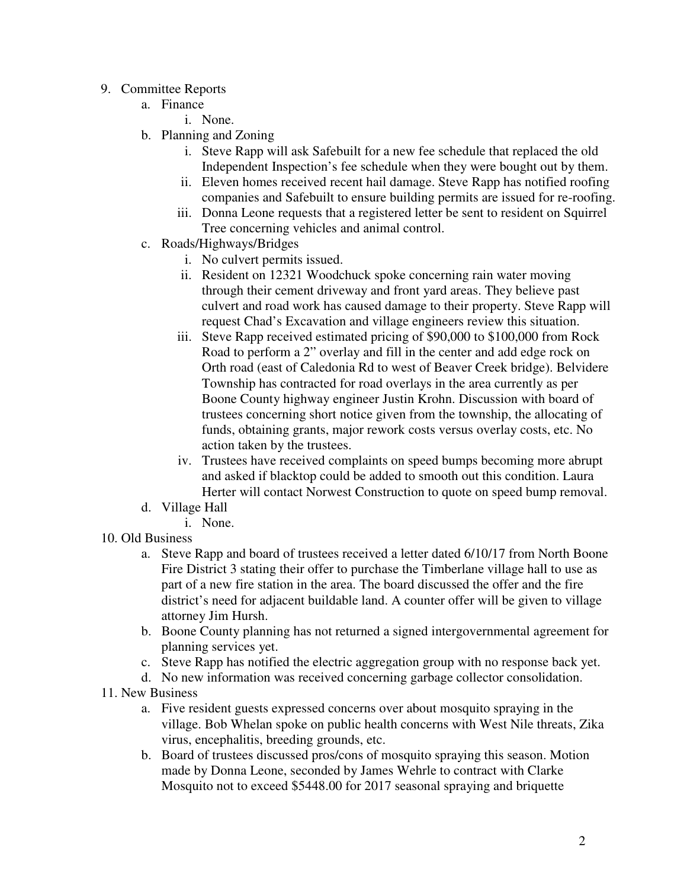9. Committee Reports
    a. Finance
        i. None.
    b. Planning and Zoning
        i. Steve Rapp will ask Safebuilt for a new fee schedule that replaced the old Independent Inspection's fee schedule when they were bought out by them.
        ii. Eleven homes received recent hail damage. Steve Rapp has notified roofing companies and Safebuilt to ensure building permits are issued for re-roofing.
        iii. Donna Leone requests that a registered letter be sent to resident on Squirrel Tree concerning vehicles and animal control.
    c. Roads/Highways/Bridges
        i. No culvert permits issued.
        ii. Resident on 12321 Woodchuck spoke concerning rain water moving through their cement driveway and front yard areas. They believe past culvert and road work has caused damage to their property. Steve Rapp will request Chad's Excavation and village engineers review this situation.
        iii. Steve Rapp received estimated pricing of $90,000 to $100,000 from Rock Road to perform a 2" overlay and fill in the center and add edge rock on Orth road (east of Caledonia Rd to west of Beaver Creek bridge). Belvidere Township has contracted for road overlays in the area currently as per Boone County highway engineer Justin Krohn. Discussion with board of trustees concerning short notice given from the township, the allocating of funds, obtaining grants, major rework costs versus overlay costs, etc. No action taken by the trustees.
        iv. Trustees have received complaints on speed bumps becoming more abrupt and asked if blacktop could be added to smooth out this condition. Laura Herter will contact Norwest Construction to quote on speed bump removal.
    d. Village Hall
        i. None.
10. Old Business
    a. Steve Rapp and board of trustees received a letter dated 6/10/17 from North Boone Fire District 3 stating their offer to purchase the Timberlane village hall to use as part of a new fire station in the area. The board discussed the offer and the fire district's need for adjacent buildable land. A counter offer will be given to village attorney Jim Hursh.
    b. Boone County planning has not returned a signed intergovernmental agreement for planning services yet.
    c. Steve Rapp has notified the electric aggregation group with no response back yet.
    d. No new information was received concerning garbage collector consolidation.
11. New Business
    a. Five resident guests expressed concerns over about mosquito spraying in the village. Bob Whelan spoke on public health concerns with West Nile threats, Zika virus, encephalitis, breeding grounds, etc.
    b. Board of trustees discussed pros/cons of mosquito spraying this season. Motion made by Donna Leone, seconded by James Wehrle to contract with Clarke Mosquito not to exceed $5448.00 for 2017 seasonal spraying and briquette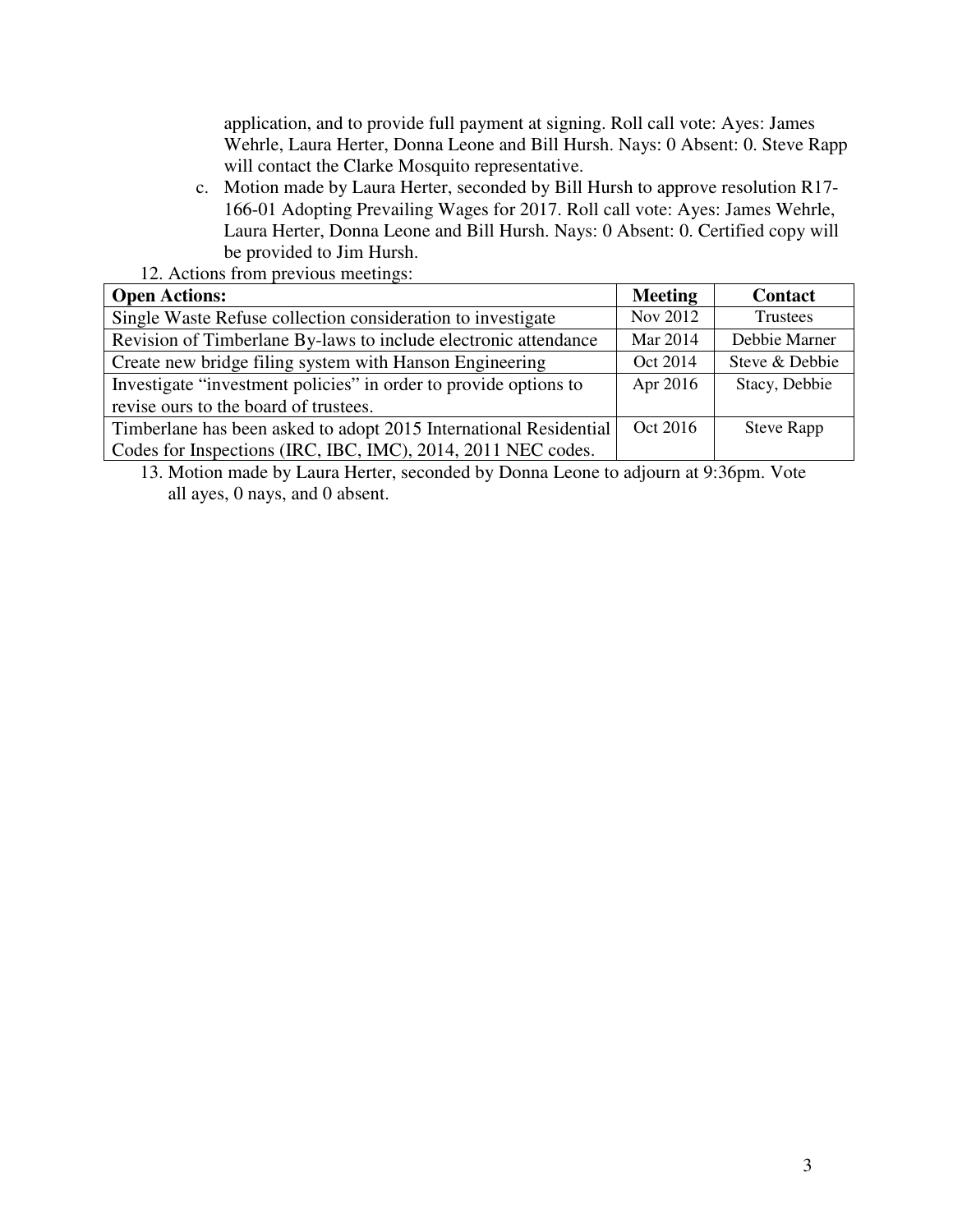application, and to provide full payment at signing. Roll call vote: Ayes: James Wehrle, Laura Herter, Donna Leone and Bill Hursh. Nays: 0 Absent: 0. Steve Rapp will contact the Clarke Mosquito representative.

c. Motion made by Laura Herter, seconded by Bill Hursh to approve resolution R17-166-01 Adopting Prevailing Wages for 2017. Roll call vote: Ayes: James Wehrle, Laura Herter, Donna Leone and Bill Hursh. Nays: 0 Absent: 0. Certified copy will be provided to Jim Hursh.

12. Actions from previous meetings:

| Open Actions: | Meeting | Contact |
|---|---|---|
| Single Waste Refuse collection consideration to investigate | Nov 2012 | Trustees |
| Revision of Timberlane By-laws to include electronic attendance | Mar 2014 | Debbie Marner |
| Create new bridge filing system with Hanson Engineering | Oct 2014 | Steve & Debbie |
| Investigate "investment policies" in order to provide options to revise ours to the board of trustees. | Apr 2016 | Stacy, Debbie |
| Timberlane has been asked to adopt 2015 International Residential Codes for Inspections (IRC, IBC, IMC), 2014, 2011 NEC codes. | Oct 2016 | Steve Rapp |

13. Motion made by Laura Herter, seconded by Donna Leone to adjourn at 9:36pm. Vote all ayes, 0 nays, and 0 absent.